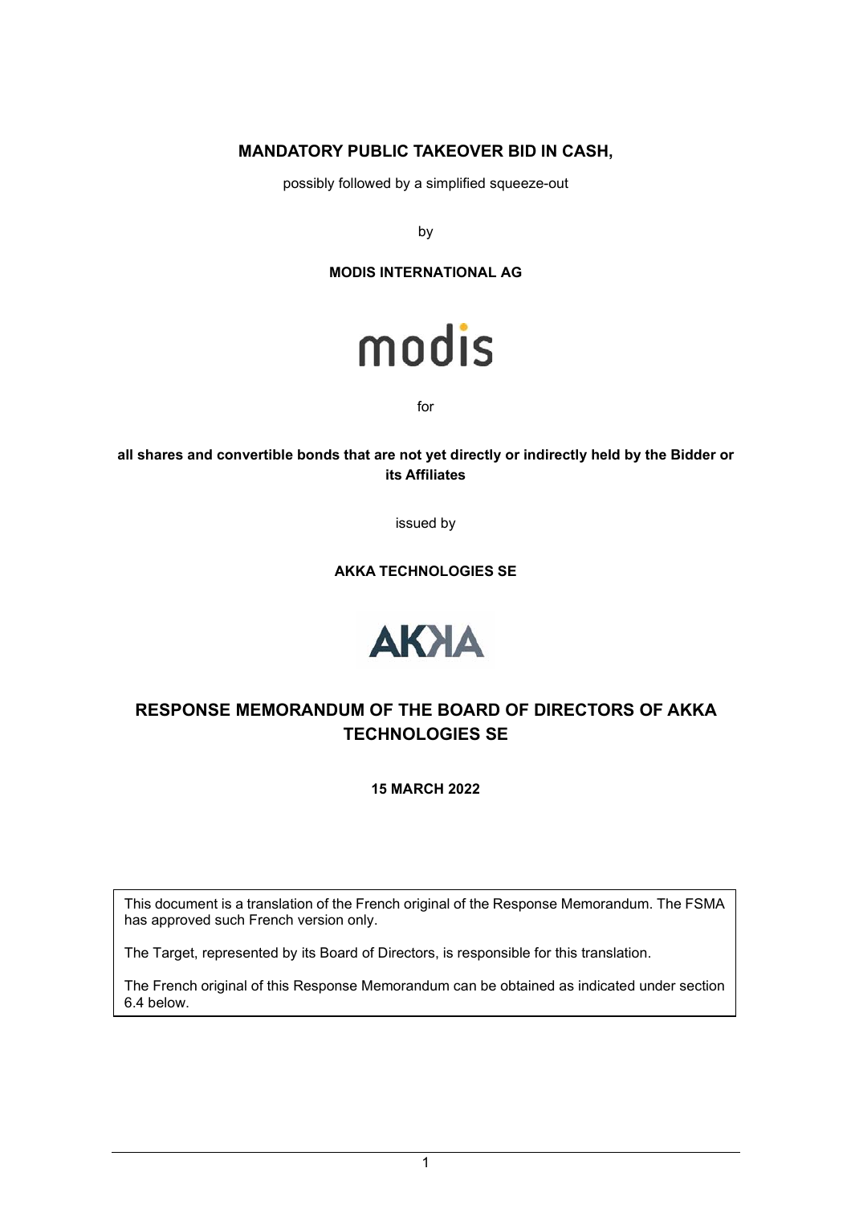**MANDATORY PUBLIC TAKEOVER BID IN CASH,**

possibly followed by a simplified squeeze-out

by

**MODIS INTERNATIONAL AG**

for

**all shares and convertible bonds that are not yet directly or indirectly held by the Bidder or its Affiliates**

issued by

**AKKA TECHNOLOGIES SE**

# RESPONSE MEMORANDUM OF THE BOARD OF DIRECTORS OF AKKA TECHNOLOGIES SE

**15 MARCH 2022**

This document is a translation of the French original of the Response Memorandum. The FSMA has approved such French version only.

The Target, represented by its Board of Directors, is responsible for this translation.

The French original of this Response Memorandum can be obtained as indicated under section 6.4 below.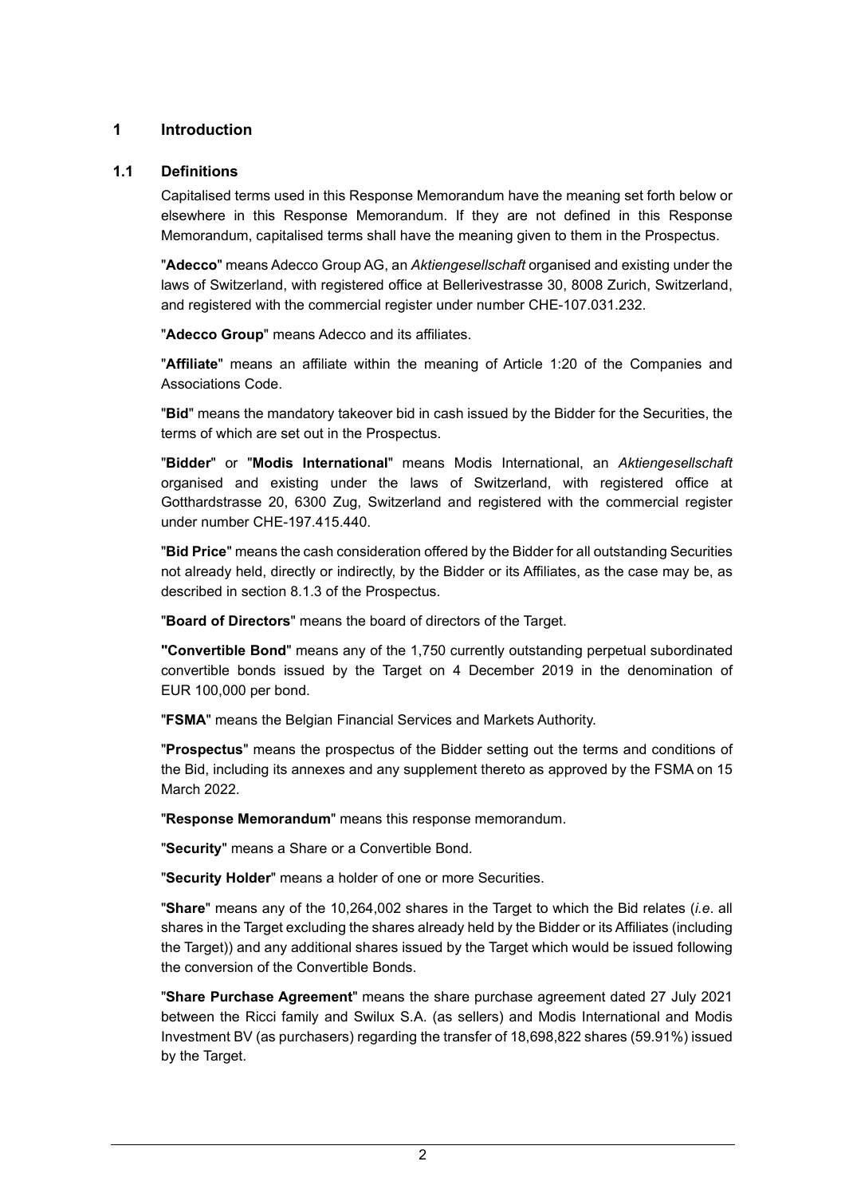# 1 Introduction

## 1.1 Definitions

Capitalised terms used in this Response Memorandum have the meaning set forth below or elsewhere in this Response Memorandum. If they are not defined in this Response Memorandum, capitalised terms shall have the meaning given to them in the Prospectus.

"**Adecco**" means Adecco Group AG, an *Aktiengesellschaft* organised and existing under the laws of Switzerland, with registered office at Bellerivestrasse 30, 8008 Zurich, Switzerland, and registered with the commercial register under number CHE-107.031.232.

"**Adecco Group**" means Adecco and its affiliates.

"**Affiliate**" means an affiliate within the meaning of Article 1:20 of the Companies and Associations Code.

"**Bid**" means the mandatory takeover bid in cash issued by the Bidder for the Securities, the terms of which are set out in the Prospectus.

"**Bidder**" or "**Modis International**" means Modis International, an *Aktiengesellschaft* organised and existing under the laws of Switzerland, with registered office at Gotthardstrasse 20, 6300 Zug, Switzerland and registered with the commercial register under number CHE-197.415.440.

"**Bid Price**" means the cash consideration offered by the Bidder for all outstanding Securities not already held, directly or indirectly, by the Bidder or its Affiliates, as the case may be, as described in section 8.1.3 of the Prospectus.

"**Board of Directors**" means the board of directors of the Target.

"**Convertible Bond**" means any of the 1,750 currently outstanding perpetual subordinated convertible bonds issued by the Target on 4 December 2019 in the denomination of EUR 100,000 per bond.

"**FSMA**" means the Belgian Financial Services and Markets Authority.

"**Prospectus**" means the prospectus of the Bidder setting out the terms and conditions of the Bid, including its annexes and any supplement thereto as approved by the FSMA on 15 March 2022.

"**Response Memorandum**" means this response memorandum.

"**Security**" means a Share or a Convertible Bond.

"**Security Holder**" means a holder of one or more Securities.

"**Share**" means any of the 10,264,002 shares in the Target to which the Bid relates (*i.e*. all shares in the Target excluding the shares already held by the Bidder or its Affiliates (including the Target)) and any additional shares issued by the Target which would be issued following the conversion of the Convertible Bonds.

"**Share Purchase Agreement**" means the share purchase agreement dated 27 July 2021 between the Ricci family and Swilux S.A. (as sellers) and Modis International and Modis Investment BV (as purchasers) regarding the transfer of 18,698,822 shares (59.91%) issued by the Target.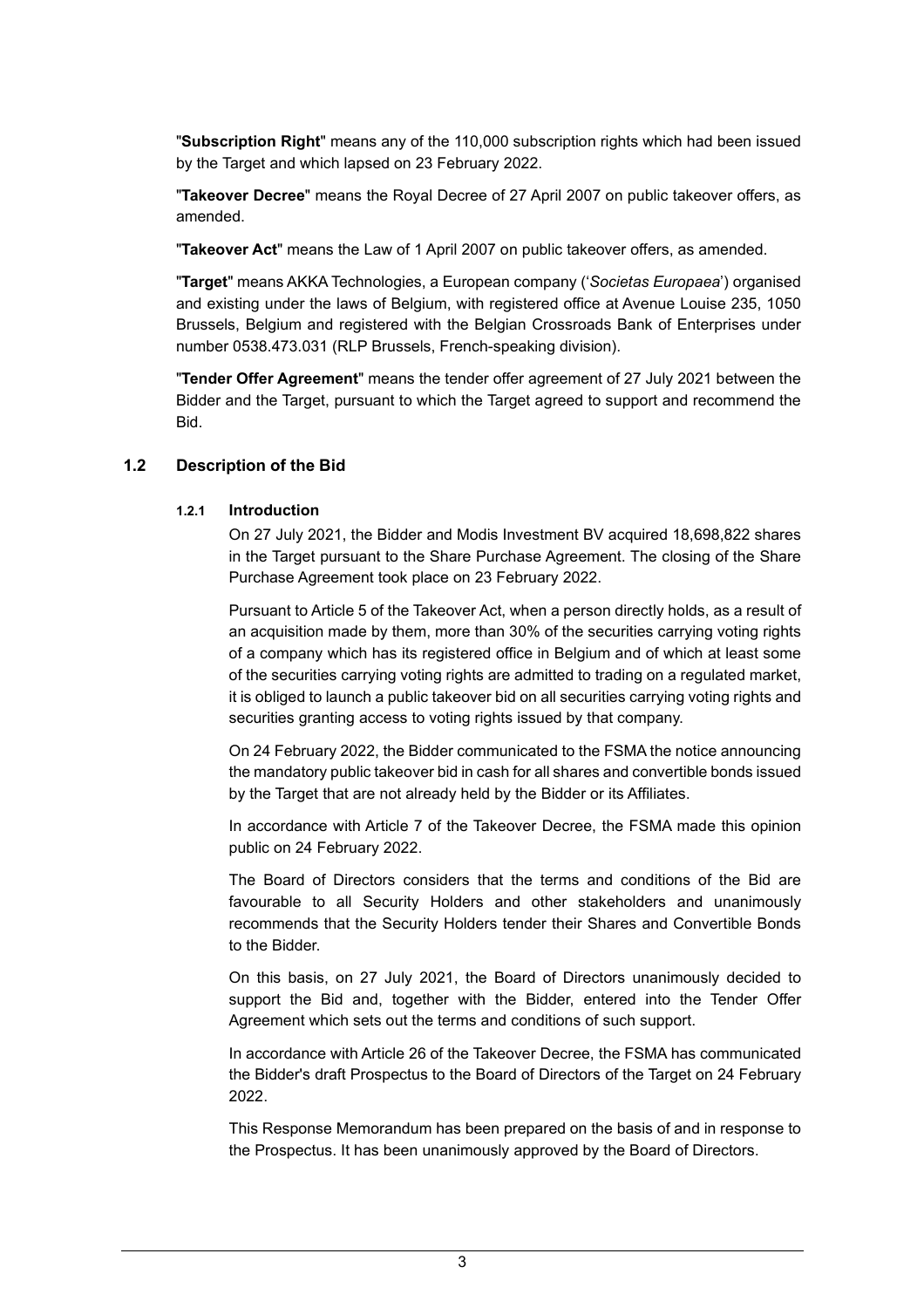"**Subscription Right**" means any of the 110,000 subscription rights which had been issued by the Target and which lapsed on 23 February 2022.

"**Takeover Decree**" means the Royal Decree of 27 April 2007 on public takeover offers, as amended.

"**Takeover Act**" means the Law of 1 April 2007 on public takeover offers, as amended.

"**Target**" means AKKA Technologies, a European company ('*Societas Europaea*') organised and existing under the laws of Belgium, with registered office at Avenue Louise 235, 1050 Brussels, Belgium and registered with the Belgian Crossroads Bank of Enterprises under number 0538.473.031 (RLP Brussels, French-speaking division).

"**Tender Offer Agreement**" means the tender offer agreement of 27 July 2021 between the Bidder and the Target, pursuant to which the Target agreed to support and recommend the Bid.

## 1.2 Description of the Bid

### 1.2.1 Introduction

On 27 July 2021, the Bidder and Modis Investment BV acquired 18,698,822 shares in the Target pursuant to the Share Purchase Agreement. The closing of the Share Purchase Agreement took place on 23 February 2022.

Pursuant to Article 5 of the Takeover Act, when a person directly holds, as a result of an acquisition made by them, more than 30% of the securities carrying voting rights of a company which has its registered office in Belgium and of which at least some of the securities carrying voting rights are admitted to trading on a regulated market, it is obliged to launch a public takeover bid on all securities carrying voting rights and securities granting access to voting rights issued by that company.

On 24 February 2022, the Bidder communicated to the FSMA the notice announcing the mandatory public takeover bid in cash for all shares and convertible bonds issued by the Target that are not already held by the Bidder or its Affiliates.

In accordance with Article 7 of the Takeover Decree, the FSMA made this opinion public on 24 February 2022.

The Board of Directors considers that the terms and conditions of the Bid are favourable to all Security Holders and other stakeholders and unanimously recommends that the Security Holders tender their Shares and Convertible Bonds to the Bidder.

On this basis, on 27 July 2021, the Board of Directors unanimously decided to support the Bid and, together with the Bidder, entered into the Tender Offer Agreement which sets out the terms and conditions of such support.

In accordance with Article 26 of the Takeover Decree, the FSMA has communicated the Bidder's draft Prospectus to the Board of Directors of the Target on 24 February 2022.

This Response Memorandum has been prepared on the basis of and in response to the Prospectus. It has been unanimously approved by the Board of Directors.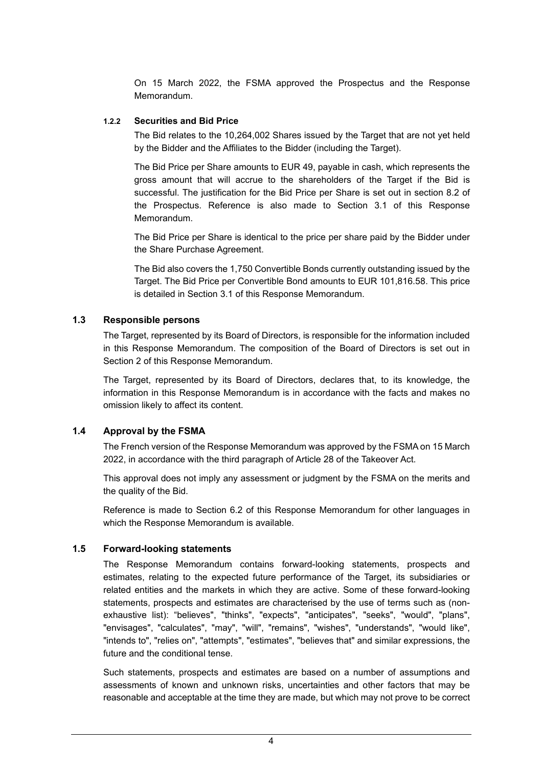On 15 March 2022, the FSMA approved the Prospectus and the Response Memorandum.

#### 1.2.2 Securities and Bid Price

The Bid relates to the 10,264,002 Shares issued by the Target that are not yet held by the Bidder and the Affiliates to the Bidder (including the Target).

The Bid Price per Share amounts to EUR 49, payable in cash, which represents the gross amount that will accrue to the shareholders of the Target if the Bid is successful. The justification for the Bid Price per Share is set out in section 8.2 of the Prospectus. Reference is also made to Section 3.1 of this Response Memorandum.

The Bid Price per Share is identical to the price per share paid by the Bidder under the Share Purchase Agreement.

The Bid also covers the 1,750 Convertible Bonds currently outstanding issued by the Target. The Bid Price per Convertible Bond amounts to EUR 101,816.58. This price is detailed in Section 3.1 of this Response Memorandum.

### 1.3 Responsible persons

The Target, represented by its Board of Directors, is responsible for the information included in this Response Memorandum. The composition of the Board of Directors is set out in Section 2 of this Response Memorandum.

The Target, represented by its Board of Directors, declares that, to its knowledge, the information in this Response Memorandum is in accordance with the facts and makes no omission likely to affect its content.

### 1.4 Approval by the FSMA

The French version of the Response Memorandum was approved by the FSMA on 15 March 2022, in accordance with the third paragraph of Article 28 of the Takeover Act.

This approval does not imply any assessment or judgment by the FSMA on the merits and the quality of the Bid.

Reference is made to Section 6.2 of this Response Memorandum for other languages in which the Response Memorandum is available.

### 1.5 Forward-looking statements

The Response Memorandum contains forward-looking statements, prospects and estimates, relating to the expected future performance of the Target, its subsidiaries or related entities and the markets in which they are active. Some of these forward-looking statements, prospects and estimates are characterised by the use of terms such as (non-exhaustive list): "believes", "thinks", "expects", "anticipates", "seeks", "would", "plans", "envisages", "calculates", "may", "will", "remains", "wishes", "understands", "would like", "intends to", "relies on", "attempts", "estimates", "believes that" and similar expressions, the future and the conditional tense.

Such statements, prospects and estimates are based on a number of assumptions and assessments of known and unknown risks, uncertainties and other factors that may be reasonable and acceptable at the time they are made, but which may not prove to be correct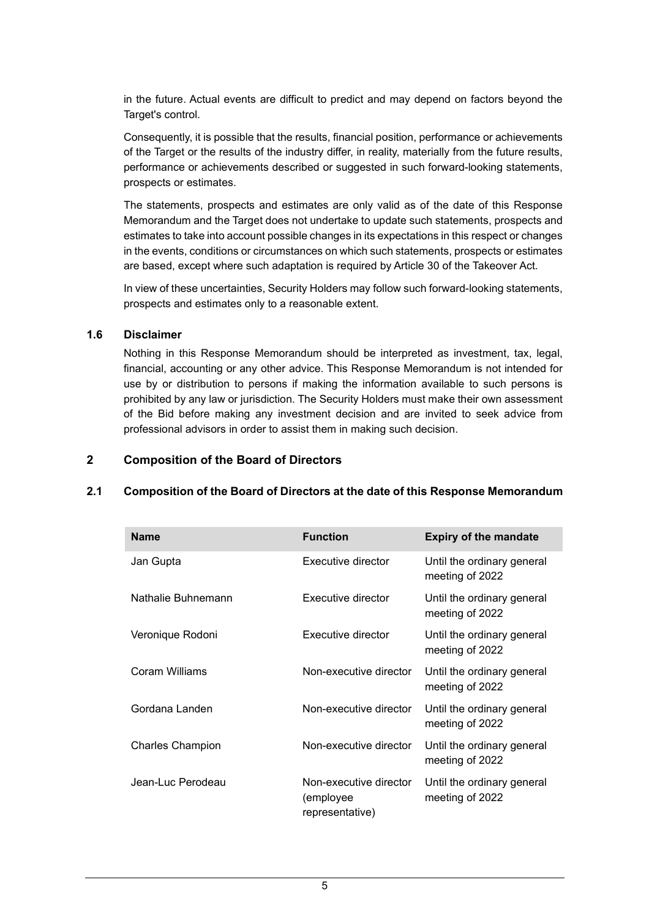in the future. Actual events are difficult to predict and may depend on factors beyond the Target's control.

Consequently, it is possible that the results, financial position, performance or achievements of the Target or the results of the industry differ, in reality, materially from the future results, performance or achievements described or suggested in such forward-looking statements, prospects or estimates.

The statements, prospects and estimates are only valid as of the date of this Response Memorandum and the Target does not undertake to update such statements, prospects and estimates to take into account possible changes in its expectations in this respect or changes in the events, conditions or circumstances on which such statements, prospects or estimates are based, except where such adaptation is required by Article 30 of the Takeover Act.

In view of these uncertainties, Security Holders may follow such forward-looking statements, prospects and estimates only to a reasonable extent.

### 1.6 Disclaimer

Nothing in this Response Memorandum should be interpreted as investment, tax, legal, financial, accounting or any other advice. This Response Memorandum is not intended for use by or distribution to persons if making the information available to such persons is prohibited by any law or jurisdiction. The Security Holders must make their own assessment of the Bid before making any investment decision and are invited to seek advice from professional advisors in order to assist them in making such decision.

## 2 Composition of the Board of Directors

### 2.1 Composition of the Board of Directors at the date of this Response Memorandum

| Name | Function | Expiry of the mandate |
|---|---|---|
| Jan Gupta | Executive director | Until the ordinary general meeting of 2022 |
| Nathalie Buhnemann | Executive director | Until the ordinary general meeting of 2022 |
| Veronique Rodoni | Executive director | Until the ordinary general meeting of 2022 |
| Coram Williams | Non-executive director | Until the ordinary general meeting of 2022 |
| Gordana Landen | Non-executive director | Until the ordinary general meeting of 2022 |
| Charles Champion | Non-executive director | Until the ordinary general meeting of 2022 |
| Jean-Luc Perodeau | Non-executive director (employee representative) | Until the ordinary general meeting of 2022 |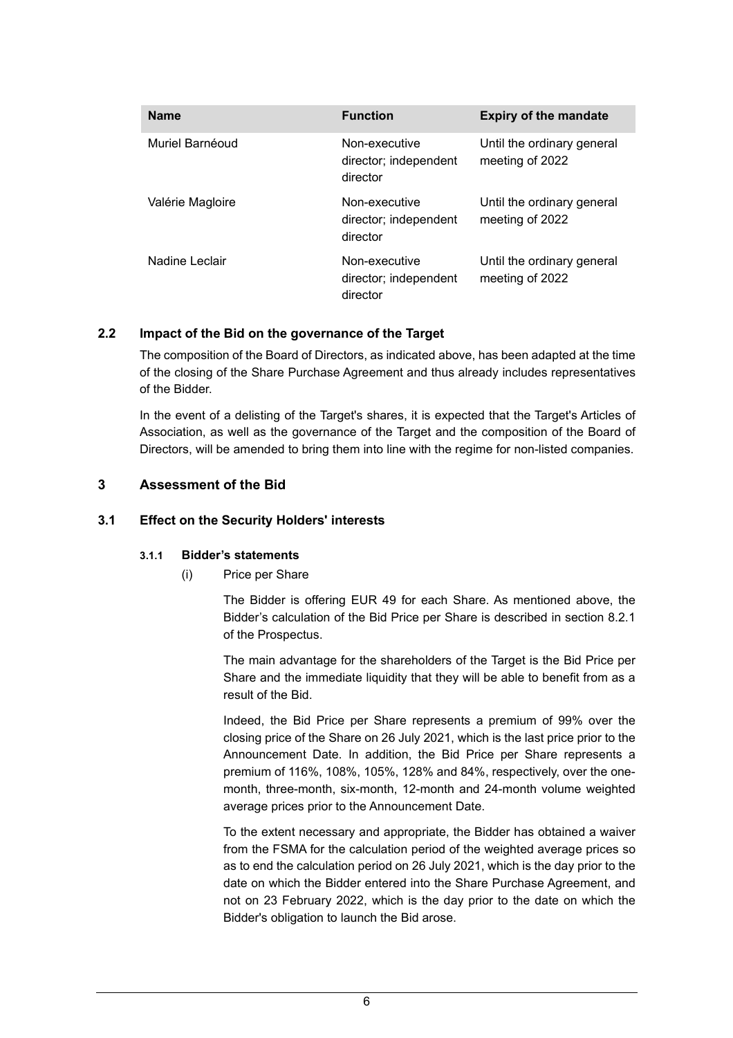| Name | Function | Expiry of the mandate |
|---|---|---|
| Muriel Barnéoud | Non-executive director; independent director | Until the ordinary general meeting of 2022 |
| Valérie Magloire | Non-executive director; independent director | Until the ordinary general meeting of 2022 |
| Nadine Leclair | Non-executive director; independent director | Until the ordinary general meeting of 2022 |

### 2.2 Impact of the Bid on the governance of the Target

The composition of the Board of Directors, as indicated above, has been adapted at the time of the closing of the Share Purchase Agreement and thus already includes representatives of the Bidder.

In the event of a delisting of the Target's shares, it is expected that the Target's Articles of Association, as well as the governance of the Target and the composition of the Board of Directors, will be amended to bring them into line with the regime for non-listed companies.

## 3 Assessment of the Bid

### 3.1 Effect on the Security Holders' interests

#### 3.1.1 Bidder's statements

(i) Price per Share

The Bidder is offering EUR 49 for each Share. As mentioned above, the Bidder's calculation of the Bid Price per Share is described in section 8.2.1 of the Prospectus.

The main advantage for the shareholders of the Target is the Bid Price per Share and the immediate liquidity that they will be able to benefit from as a result of the Bid.

Indeed, the Bid Price per Share represents a premium of 99% over the closing price of the Share on 26 July 2021, which is the last price prior to the Announcement Date. In addition, the Bid Price per Share represents a premium of 116%, 108%, 105%, 128% and 84%, respectively, over the one-month, three-month, six-month, 12-month and 24-month volume weighted average prices prior to the Announcement Date.

To the extent necessary and appropriate, the Bidder has obtained a waiver from the FSMA for the calculation period of the weighted average prices so as to end the calculation period on 26 July 2021, which is the day prior to the date on which the Bidder entered into the Share Purchase Agreement, and not on 23 February 2022, which is the day prior to the date on which the Bidder's obligation to launch the Bid arose.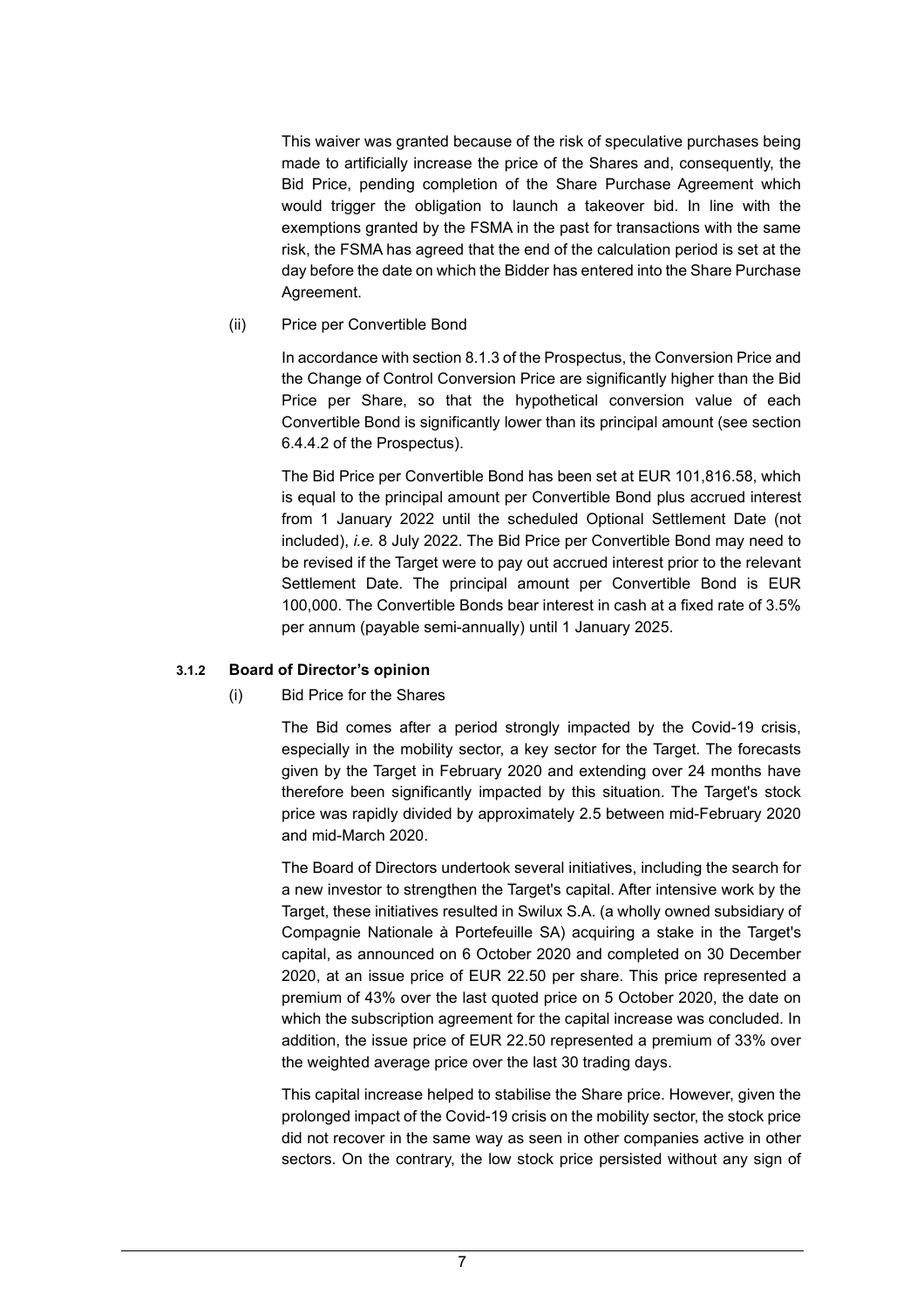This waiver was granted because of the risk of speculative purchases being made to artificially increase the price of the Shares and, consequently, the Bid Price, pending completion of the Share Purchase Agreement which would trigger the obligation to launch a takeover bid. In line with the exemptions granted by the FSMA in the past for transactions with the same risk, the FSMA has agreed that the end of the calculation period is set at the day before the date on which the Bidder has entered into the Share Purchase Agreement.

(ii) Price per Convertible Bond

In accordance with section 8.1.3 of the Prospectus, the Conversion Price and the Change of Control Conversion Price are significantly higher than the Bid Price per Share, so that the hypothetical conversion value of each Convertible Bond is significantly lower than its principal amount (see section 6.4.4.2 of the Prospectus).

The Bid Price per Convertible Bond has been set at EUR 101,816.58, which is equal to the principal amount per Convertible Bond plus accrued interest from 1 January 2022 until the scheduled Optional Settlement Date (not included), *i.e.* 8 July 2022. The Bid Price per Convertible Bond may need to be revised if the Target were to pay out accrued interest prior to the relevant Settlement Date. The principal amount per Convertible Bond is EUR 100,000. The Convertible Bonds bear interest in cash at a fixed rate of 3.5% per annum (payable semi-annually) until 1 January 2025.

#### 3.1.2 Board of Director's opinion

(i) Bid Price for the Shares

The Bid comes after a period strongly impacted by the Covid-19 crisis, especially in the mobility sector, a key sector for the Target. The forecasts given by the Target in February 2020 and extending over 24 months have therefore been significantly impacted by this situation. The Target's stock price was rapidly divided by approximately 2.5 between mid-February 2020 and mid-March 2020.

The Board of Directors undertook several initiatives, including the search for a new investor to strengthen the Target's capital. After intensive work by the Target, these initiatives resulted in Swilux S.A. (a wholly owned subsidiary of Compagnie Nationale à Portefeuille SA) acquiring a stake in the Target's capital, as announced on 6 October 2020 and completed on 30 December 2020, at an issue price of EUR 22.50 per share. This price represented a premium of 43% over the last quoted price on 5 October 2020, the date on which the subscription agreement for the capital increase was concluded. In addition, the issue price of EUR 22.50 represented a premium of 33% over the weighted average price over the last 30 trading days.

This capital increase helped to stabilise the Share price. However, given the prolonged impact of the Covid-19 crisis on the mobility sector, the stock price did not recover in the same way as seen in other companies active in other sectors. On the contrary, the low stock price persisted without any sign of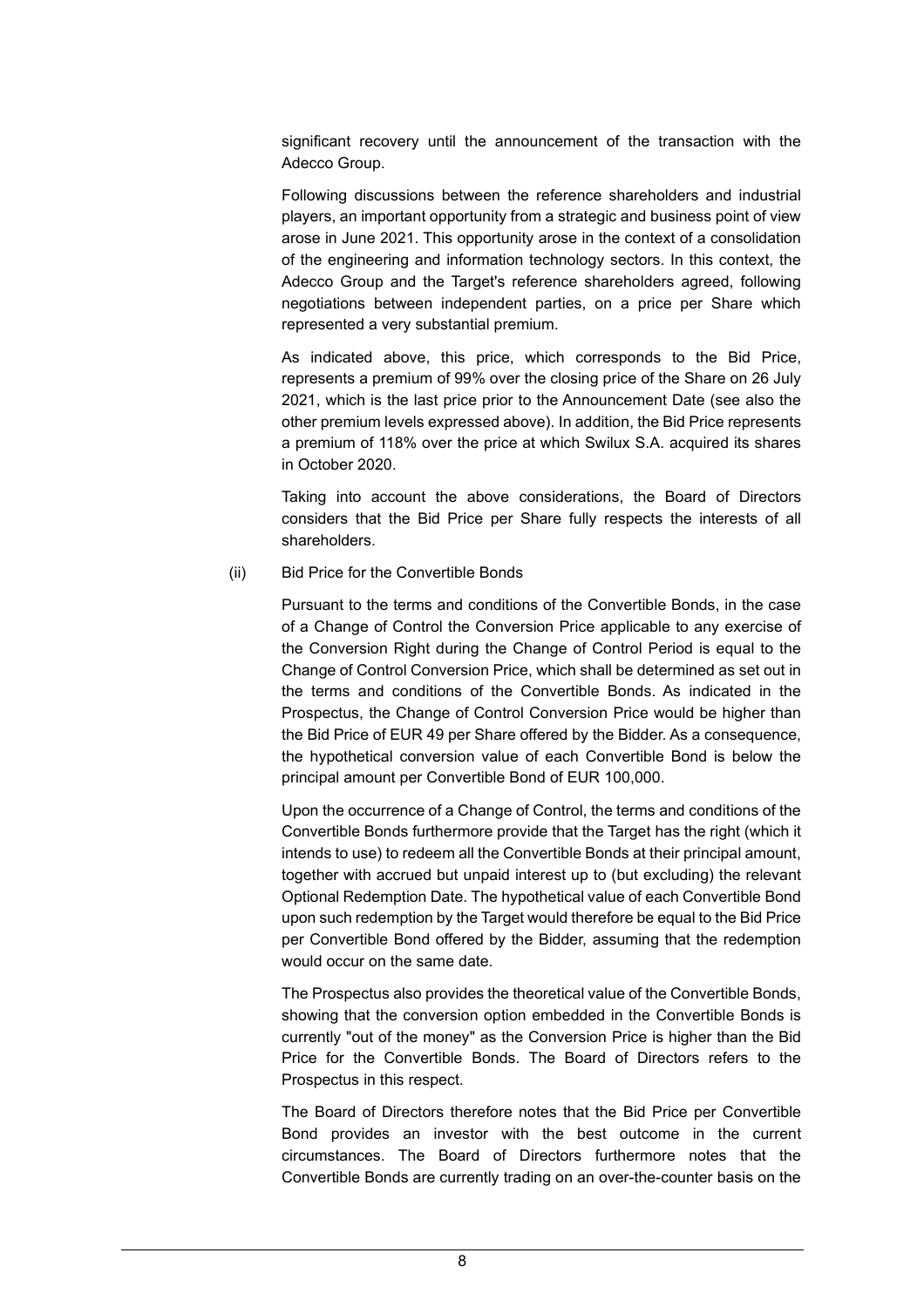significant recovery until the announcement of the transaction with the Adecco Group.

Following discussions between the reference shareholders and industrial players, an important opportunity from a strategic and business point of view arose in June 2021. This opportunity arose in the context of a consolidation of the engineering and information technology sectors. In this context, the Adecco Group and the Target's reference shareholders agreed, following negotiations between independent parties, on a price per Share which represented a very substantial premium.

As indicated above, this price, which corresponds to the Bid Price, represents a premium of 99% over the closing price of the Share on 26 July 2021, which is the last price prior to the Announcement Date (see also the other premium levels expressed above). In addition, the Bid Price represents a premium of 118% over the price at which Swilux S.A. acquired its shares in October 2020.

Taking into account the above considerations, the Board of Directors considers that the Bid Price per Share fully respects the interests of all shareholders.

(ii) Bid Price for the Convertible Bonds

Pursuant to the terms and conditions of the Convertible Bonds, in the case of a Change of Control the Conversion Price applicable to any exercise of the Conversion Right during the Change of Control Period is equal to the Change of Control Conversion Price, which shall be determined as set out in the terms and conditions of the Convertible Bonds. As indicated in the Prospectus, the Change of Control Conversion Price would be higher than the Bid Price of EUR 49 per Share offered by the Bidder. As a consequence, the hypothetical conversion value of each Convertible Bond is below the principal amount per Convertible Bond of EUR 100,000.

Upon the occurrence of a Change of Control, the terms and conditions of the Convertible Bonds furthermore provide that the Target has the right (which it intends to use) to redeem all the Convertible Bonds at their principal amount, together with accrued but unpaid interest up to (but excluding) the relevant Optional Redemption Date. The hypothetical value of each Convertible Bond upon such redemption by the Target would therefore be equal to the Bid Price per Convertible Bond offered by the Bidder, assuming that the redemption would occur on the same date.

The Prospectus also provides the theoretical value of the Convertible Bonds, showing that the conversion option embedded in the Convertible Bonds is currently "out of the money" as the Conversion Price is higher than the Bid Price for the Convertible Bonds. The Board of Directors refers to the Prospectus in this respect.

The Board of Directors therefore notes that the Bid Price per Convertible Bond provides an investor with the best outcome in the current circumstances. The Board of Directors furthermore notes that the Convertible Bonds are currently trading on an over-the-counter basis on the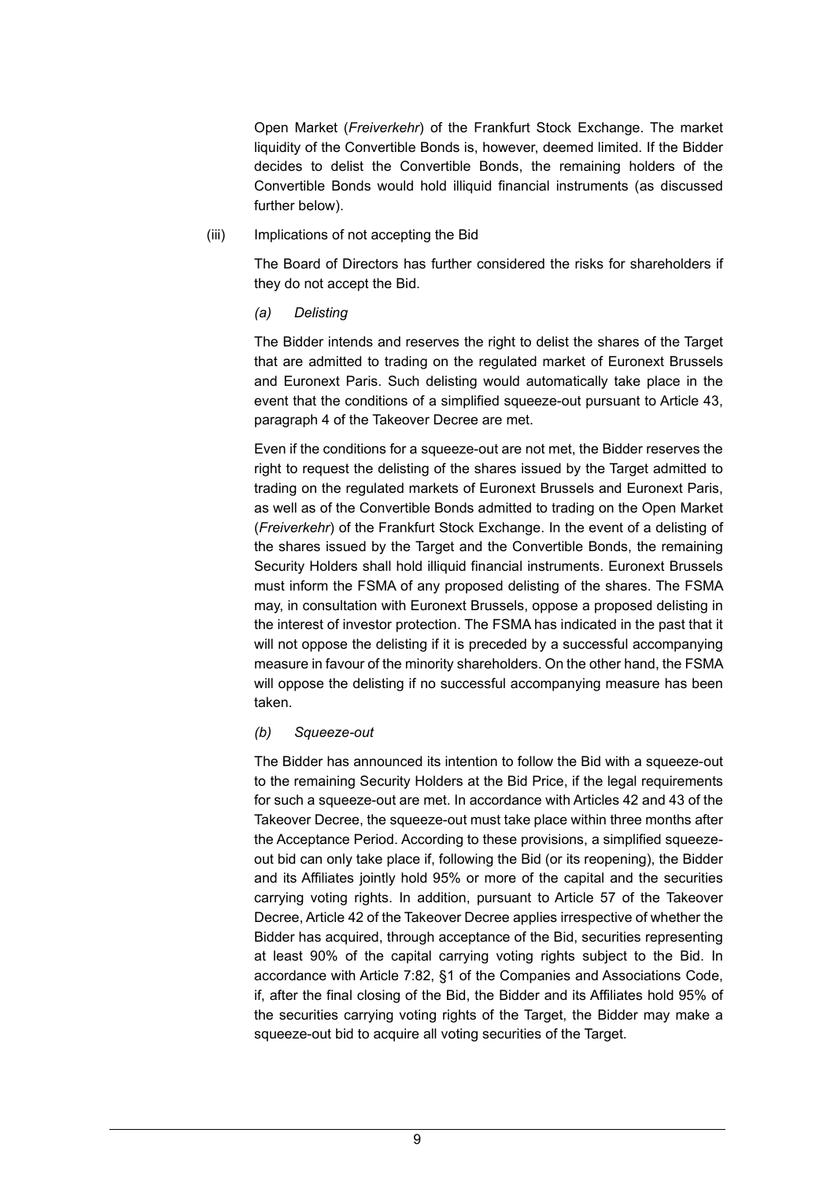Open Market (*Freiverkehr*) of the Frankfurt Stock Exchange. The market liquidity of the Convertible Bonds is, however, deemed limited. If the Bidder decides to delist the Convertible Bonds, the remaining holders of the Convertible Bonds would hold illiquid financial instruments (as discussed further below).

(iii) Implications of not accepting the Bid

The Board of Directors has further considered the risks for shareholders if they do not accept the Bid.

*(a) Delisting*

The Bidder intends and reserves the right to delist the shares of the Target that are admitted to trading on the regulated market of Euronext Brussels and Euronext Paris. Such delisting would automatically take place in the event that the conditions of a simplified squeeze-out pursuant to Article 43, paragraph 4 of the Takeover Decree are met.

Even if the conditions for a squeeze-out are not met, the Bidder reserves the right to request the delisting of the shares issued by the Target admitted to trading on the regulated markets of Euronext Brussels and Euronext Paris, as well as of the Convertible Bonds admitted to trading on the Open Market (*Freiverkehr*) of the Frankfurt Stock Exchange. In the event of a delisting of the shares issued by the Target and the Convertible Bonds, the remaining Security Holders shall hold illiquid financial instruments. Euronext Brussels must inform the FSMA of any proposed delisting of the shares. The FSMA may, in consultation with Euronext Brussels, oppose a proposed delisting in the interest of investor protection. The FSMA has indicated in the past that it will not oppose the delisting if it is preceded by a successful accompanying measure in favour of the minority shareholders. On the other hand, the FSMA will oppose the delisting if no successful accompanying measure has been taken.

*(b) Squeeze-out*

The Bidder has announced its intention to follow the Bid with a squeeze-out to the remaining Security Holders at the Bid Price, if the legal requirements for such a squeeze-out are met. In accordance with Articles 42 and 43 of the Takeover Decree, the squeeze-out must take place within three months after the Acceptance Period. According to these provisions, a simplified squeeze-out bid can only take place if, following the Bid (or its reopening), the Bidder and its Affiliates jointly hold 95% or more of the capital and the securities carrying voting rights. In addition, pursuant to Article 57 of the Takeover Decree, Article 42 of the Takeover Decree applies irrespective of whether the Bidder has acquired, through acceptance of the Bid, securities representing at least 90% of the capital carrying voting rights subject to the Bid. In accordance with Article 7:82, §1 of the Companies and Associations Code, if, after the final closing of the Bid, the Bidder and its Affiliates hold 95% of the securities carrying voting rights of the Target, the Bidder may make a squeeze-out bid to acquire all voting securities of the Target.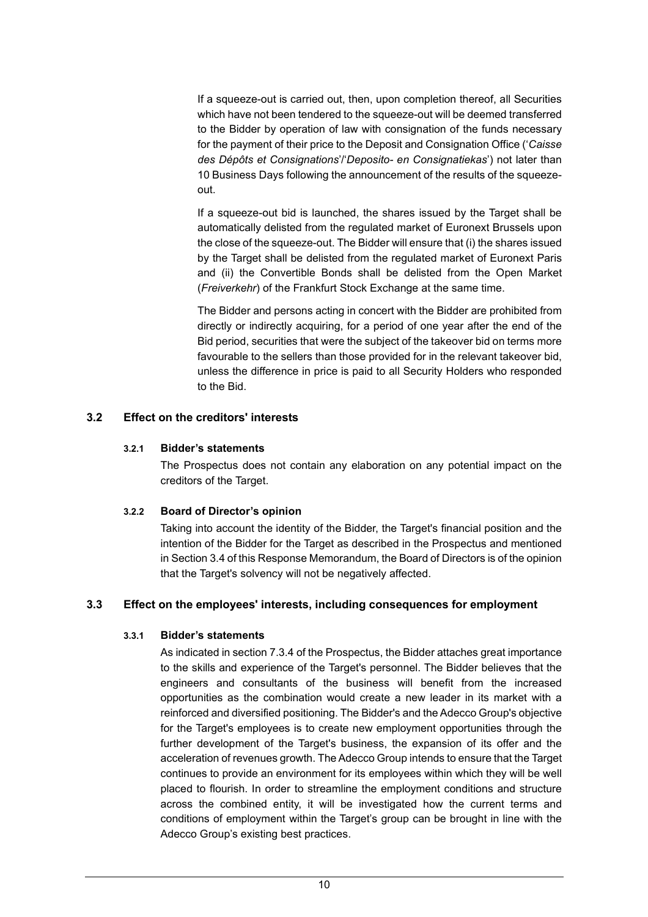If a squeeze-out is carried out, then, upon completion thereof, all Securities which have not been tendered to the squeeze-out will be deemed transferred to the Bidder by operation of law with consignation of the funds necessary for the payment of their price to the Deposit and Consignation Office (‘*Caisse des Dépôts et Consignations*’/‘*Deposito- en Consignatiekas*’) not later than 10 Business Days following the announcement of the results of the squeeze-out.

If a squeeze-out bid is launched, the shares issued by the Target shall be automatically delisted from the regulated market of Euronext Brussels upon the close of the squeeze-out. The Bidder will ensure that (i) the shares issued by the Target shall be delisted from the regulated market of Euronext Paris and (ii) the Convertible Bonds shall be delisted from the Open Market (*Freiverkehr*) of the Frankfurt Stock Exchange at the same time.

The Bidder and persons acting in concert with the Bidder are prohibited from directly or indirectly acquiring, for a period of one year after the end of the Bid period, securities that were the subject of the takeover bid on terms more favourable to the sellers than those provided for in the relevant takeover bid, unless the difference in price is paid to all Security Holders who responded to the Bid.

## 3.2 Effect on the creditors' interests

### 3.2.1 Bidder’s statements

The Prospectus does not contain any elaboration on any potential impact on the creditors of the Target.

### 3.2.2 Board of Director’s opinion

Taking into account the identity of the Bidder, the Target's financial position and the intention of the Bidder for the Target as described in the Prospectus and mentioned in Section 3.4 of this Response Memorandum, the Board of Directors is of the opinion that the Target's solvency will not be negatively affected.

## 3.3 Effect on the employees' interests, including consequences for employment

### 3.3.1 Bidder’s statements

As indicated in section 7.3.4 of the Prospectus, the Bidder attaches great importance to the skills and experience of the Target's personnel. The Bidder believes that the engineers and consultants of the business will benefit from the increased opportunities as the combination would create a new leader in its market with a reinforced and diversified positioning. The Bidder's and the Adecco Group's objective for the Target's employees is to create new employment opportunities through the further development of the Target's business, the expansion of its offer and the acceleration of revenues growth. The Adecco Group intends to ensure that the Target continues to provide an environment for its employees within which they will be well placed to flourish. In order to streamline the employment conditions and structure across the combined entity, it will be investigated how the current terms and conditions of employment within the Target’s group can be brought in line with the Adecco Group’s existing best practices.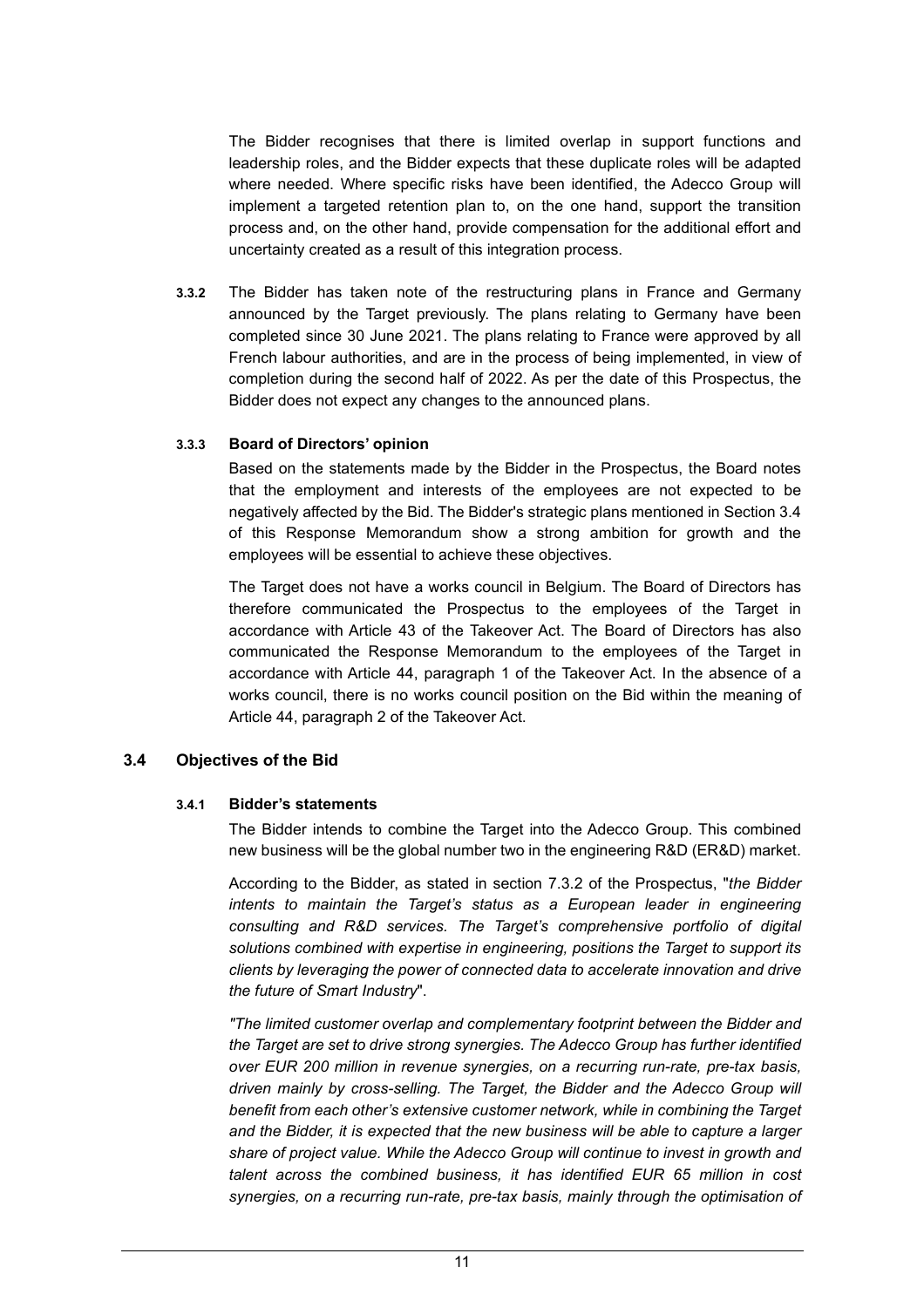The Bidder recognises that there is limited overlap in support functions and leadership roles, and the Bidder expects that these duplicate roles will be adapted where needed. Where specific risks have been identified, the Adecco Group will implement a targeted retention plan to, on the one hand, support the transition process and, on the other hand, provide compensation for the additional effort and uncertainty created as a result of this integration process.

**3.3.2** The Bidder has taken note of the restructuring plans in France and Germany announced by the Target previously. The plans relating to Germany have been completed since 30 June 2021. The plans relating to France were approved by all French labour authorities, and are in the process of being implemented, in view of completion during the second half of 2022. As per the date of this Prospectus, the Bidder does not expect any changes to the announced plans.

#### 3.3.3 Board of Directors' opinion

Based on the statements made by the Bidder in the Prospectus, the Board notes that the employment and interests of the employees are not expected to be negatively affected by the Bid. The Bidder's strategic plans mentioned in Section 3.4 of this Response Memorandum show a strong ambition for growth and the employees will be essential to achieve these objectives.

The Target does not have a works council in Belgium. The Board of Directors has therefore communicated the Prospectus to the employees of the Target in accordance with Article 43 of the Takeover Act. The Board of Directors has also communicated the Response Memorandum to the employees of the Target in accordance with Article 44, paragraph 1 of the Takeover Act. In the absence of a works council, there is no works council position on the Bid within the meaning of Article 44, paragraph 2 of the Takeover Act.

### 3.4 Objectives of the Bid

#### 3.4.1 Bidder's statements

The Bidder intends to combine the Target into the Adecco Group. This combined new business will be the global number two in the engineering R&D (ER&D) market.

According to the Bidder, as stated in section 7.3.2 of the Prospectus, "*the Bidder intents to maintain the Target's status as a European leader in engineering consulting and R&D services. The Target's comprehensive portfolio of digital solutions combined with expertise in engineering, positions the Target to support its clients by leveraging the power of connected data to accelerate innovation and drive the future of Smart Industry*".

*"The limited customer overlap and complementary footprint between the Bidder and the Target are set to drive strong synergies. The Adecco Group has further identified over EUR 200 million in revenue synergies, on a recurring run-rate, pre-tax basis, driven mainly by cross-selling. The Target, the Bidder and the Adecco Group will benefit from each other's extensive customer network, while in combining the Target and the Bidder, it is expected that the new business will be able to capture a larger share of project value. While the Adecco Group will continue to invest in growth and talent across the combined business, it has identified EUR 65 million in cost synergies, on a recurring run-rate, pre-tax basis, mainly through the optimisation of*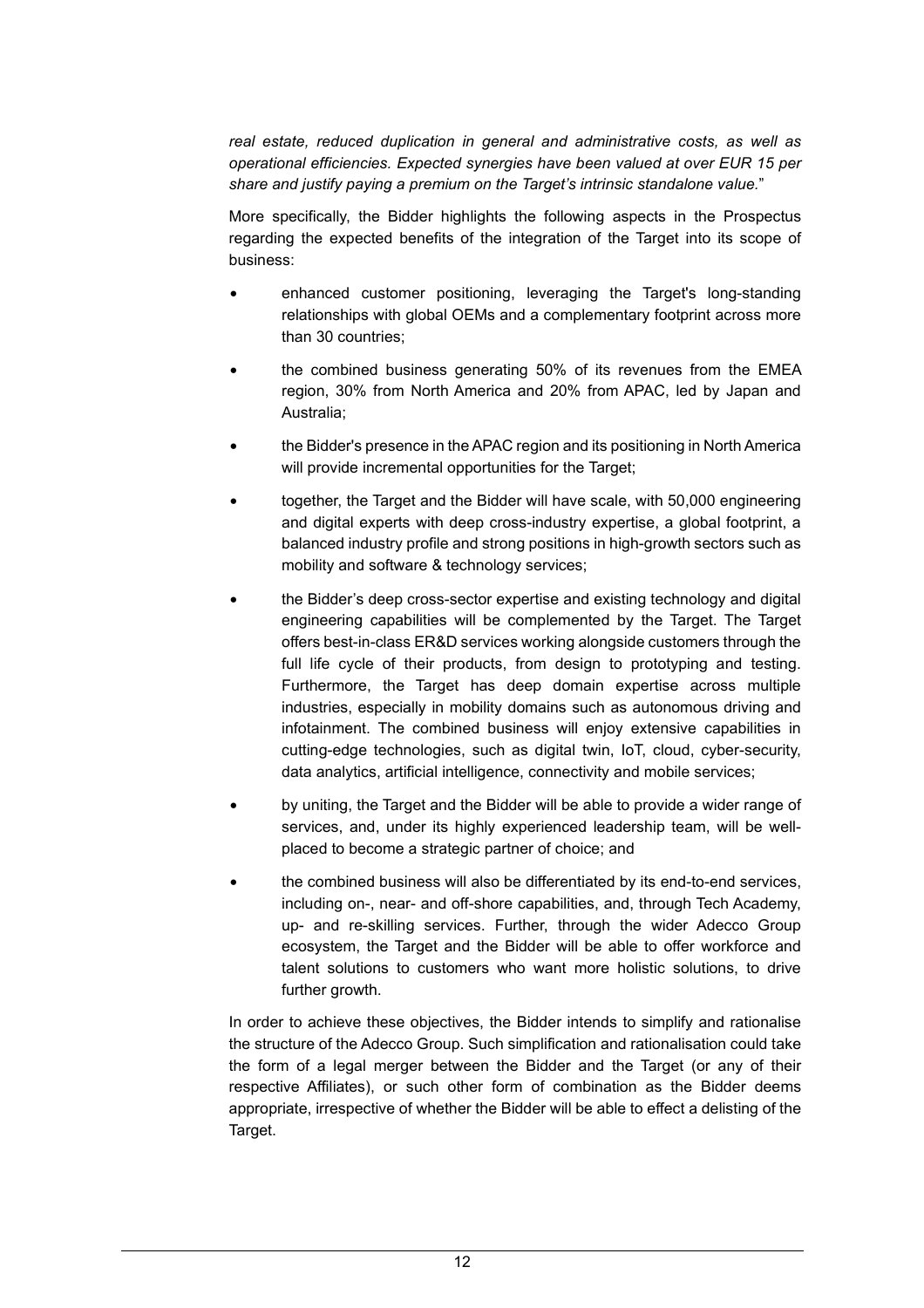*real estate, reduced duplication in general and administrative costs, as well as operational efficiencies. Expected synergies have been valued at over EUR 15 per share and justify paying a premium on the Target's intrinsic standalone value.*"

More specifically, the Bidder highlights the following aspects in the Prospectus regarding the expected benefits of the integration of the Target into its scope of business:

- enhanced customer positioning, leveraging the Target's long-standing relationships with global OEMs and a complementary footprint across more than 30 countries;
- the combined business generating 50% of its revenues from the EMEA region, 30% from North America and 20% from APAC, led by Japan and Australia;
- the Bidder's presence in the APAC region and its positioning in North America will provide incremental opportunities for the Target;
- together, the Target and the Bidder will have scale, with 50,000 engineering and digital experts with deep cross-industry expertise, a global footprint, a balanced industry profile and strong positions in high-growth sectors such as mobility and software & technology services;
- the Bidder's deep cross-sector expertise and existing technology and digital engineering capabilities will be complemented by the Target. The Target offers best-in-class ER&D services working alongside customers through the full life cycle of their products, from design to prototyping and testing. Furthermore, the Target has deep domain expertise across multiple industries, especially in mobility domains such as autonomous driving and infotainment. The combined business will enjoy extensive capabilities in cutting-edge technologies, such as digital twin, IoT, cloud, cyber-security, data analytics, artificial intelligence, connectivity and mobile services;
- by uniting, the Target and the Bidder will be able to provide a wider range of services, and, under its highly experienced leadership team, will be well-placed to become a strategic partner of choice; and
- the combined business will also be differentiated by its end-to-end services, including on-, near- and off-shore capabilities, and, through Tech Academy, up- and re-skilling services. Further, through the wider Adecco Group ecosystem, the Target and the Bidder will be able to offer workforce and talent solutions to customers who want more holistic solutions, to drive further growth.

In order to achieve these objectives, the Bidder intends to simplify and rationalise the structure of the Adecco Group. Such simplification and rationalisation could take the form of a legal merger between the Bidder and the Target (or any of their respective Affiliates), or such other form of combination as the Bidder deems appropriate, irrespective of whether the Bidder will be able to effect a delisting of the Target.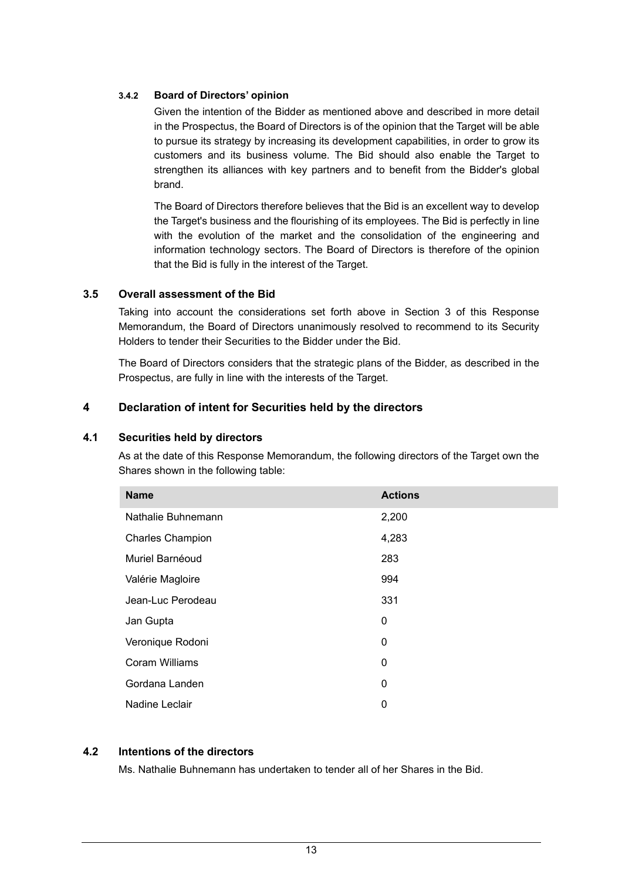#### 3.4.2 Board of Directors' opinion

Given the intention of the Bidder as mentioned above and described in more detail in the Prospectus, the Board of Directors is of the opinion that the Target will be able to pursue its strategy by increasing its development capabilities, in order to grow its customers and its business volume. The Bid should also enable the Target to strengthen its alliances with key partners and to benefit from the Bidder's global brand.

The Board of Directors therefore believes that the Bid is an excellent way to develop the Target's business and the flourishing of its employees. The Bid is perfectly in line with the evolution of the market and the consolidation of the engineering and information technology sectors. The Board of Directors is therefore of the opinion that the Bid is fully in the interest of the Target.

### 3.5 Overall assessment of the Bid

Taking into account the considerations set forth above in Section 3 of this Response Memorandum, the Board of Directors unanimously resolved to recommend to its Security Holders to tender their Securities to the Bidder under the Bid.

The Board of Directors considers that the strategic plans of the Bidder, as described in the Prospectus, are fully in line with the interests of the Target.

## 4 Declaration of intent for Securities held by the directors

### 4.1 Securities held by directors

As at the date of this Response Memorandum, the following directors of the Target own the Shares shown in the following table:

| Name | Actions |
| --- | --- |
| Nathalie Buhnemann | 2,200 |
| Charles Champion | 4,283 |
| Muriel Barnéoud | 283 |
| Valérie Magloire | 994 |
| Jean-Luc Perodeau | 331 |
| Jan Gupta | 0 |
| Veronique Rodoni | 0 |
| Coram Williams | 0 |
| Gordana Landen | 0 |
| Nadine Leclair | 0 |

### 4.2 Intentions of the directors

Ms. Nathalie Buhnemann has undertaken to tender all of her Shares in the Bid.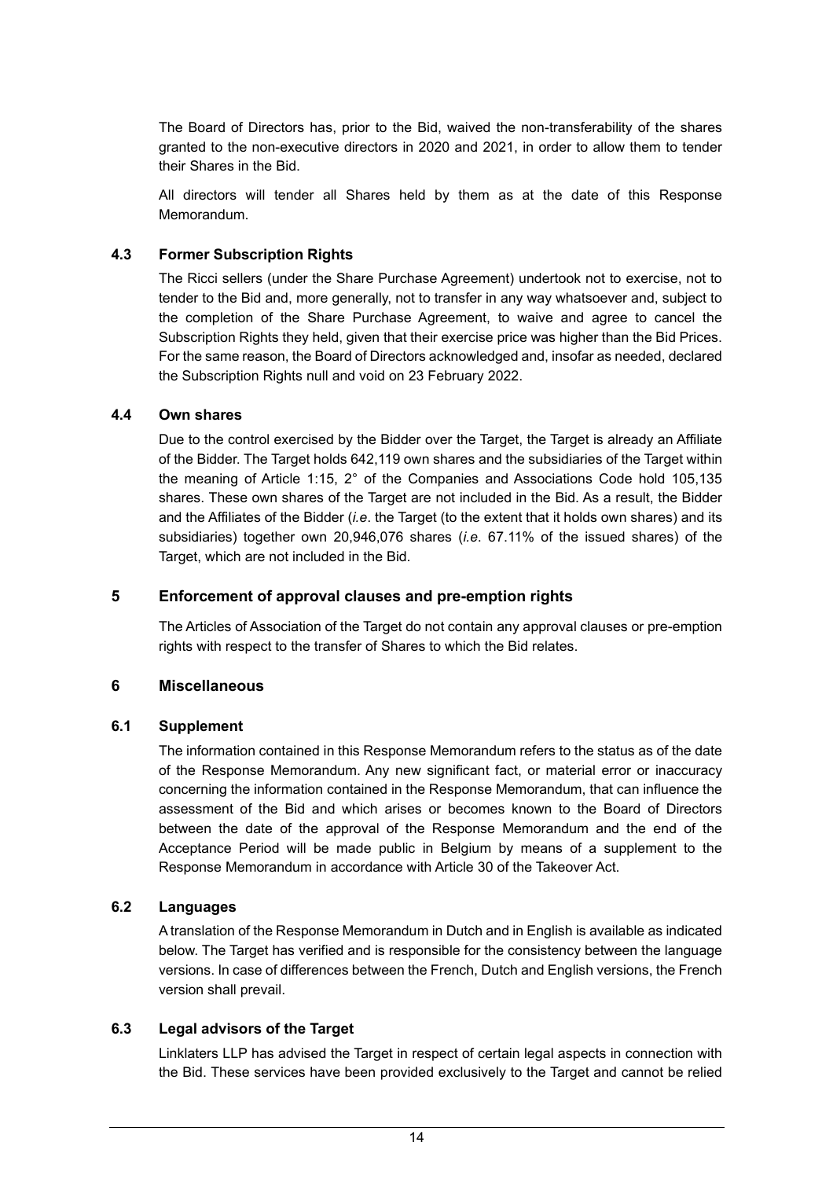The Board of Directors has, prior to the Bid, waived the non-transferability of the shares granted to the non-executive directors in 2020 and 2021, in order to allow them to tender their Shares in the Bid.

All directors will tender all Shares held by them as at the date of this Response Memorandum.

### 4.3 Former Subscription Rights

The Ricci sellers (under the Share Purchase Agreement) undertook not to exercise, not to tender to the Bid and, more generally, not to transfer in any way whatsoever and, subject to the completion of the Share Purchase Agreement, to waive and agree to cancel the Subscription Rights they held, given that their exercise price was higher than the Bid Prices. For the same reason, the Board of Directors acknowledged and, insofar as needed, declared the Subscription Rights null and void on 23 February 2022.

### 4.4 Own shares

Due to the control exercised by the Bidder over the Target, the Target is already an Affiliate of the Bidder. The Target holds 642,119 own shares and the subsidiaries of the Target within the meaning of Article 1:15, 2° of the Companies and Associations Code hold 105,135 shares. These own shares of the Target are not included in the Bid. As a result, the Bidder and the Affiliates of the Bidder (*i.e*. the Target (to the extent that it holds own shares) and its subsidiaries) together own 20,946,076 shares (*i.e*. 67.11% of the issued shares) of the Target, which are not included in the Bid.

## 5 Enforcement of approval clauses and pre-emption rights

The Articles of Association of the Target do not contain any approval clauses or pre-emption rights with respect to the transfer of Shares to which the Bid relates.

## 6 Miscellaneous

### 6.1 Supplement

The information contained in this Response Memorandum refers to the status as of the date of the Response Memorandum. Any new significant fact, or material error or inaccuracy concerning the information contained in the Response Memorandum, that can influence the assessment of the Bid and which arises or becomes known to the Board of Directors between the date of the approval of the Response Memorandum and the end of the Acceptance Period will be made public in Belgium by means of a supplement to the Response Memorandum in accordance with Article 30 of the Takeover Act.

### 6.2 Languages

A translation of the Response Memorandum in Dutch and in English is available as indicated below. The Target has verified and is responsible for the consistency between the language versions. In case of differences between the French, Dutch and English versions, the French version shall prevail.

### 6.3 Legal advisors of the Target

Linklaters LLP has advised the Target in respect of certain legal aspects in connection with the Bid. These services have been provided exclusively to the Target and cannot be relied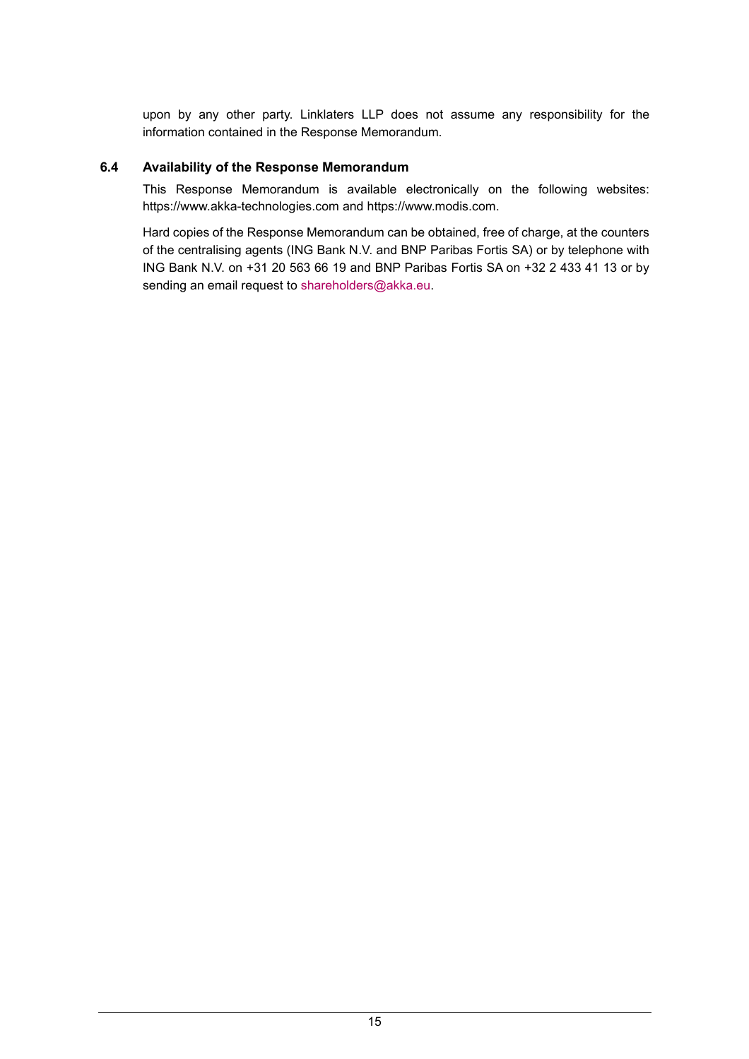upon by any other party. Linklaters LLP does not assume any responsibility for the information contained in the Response Memorandum.

### 6.4 Availability of the Response Memorandum

This Response Memorandum is available electronically on the following websites: https://www.akka-technologies.com and https://www.modis.com.

Hard copies of the Response Memorandum can be obtained, free of charge, at the counters of the centralising agents (ING Bank N.V. and BNP Paribas Fortis SA) or by telephone with ING Bank N.V. on +31 20 563 66 19 and BNP Paribas Fortis SA on +32 2 433 41 13 or by sending an email request to shareholders@akka.eu.